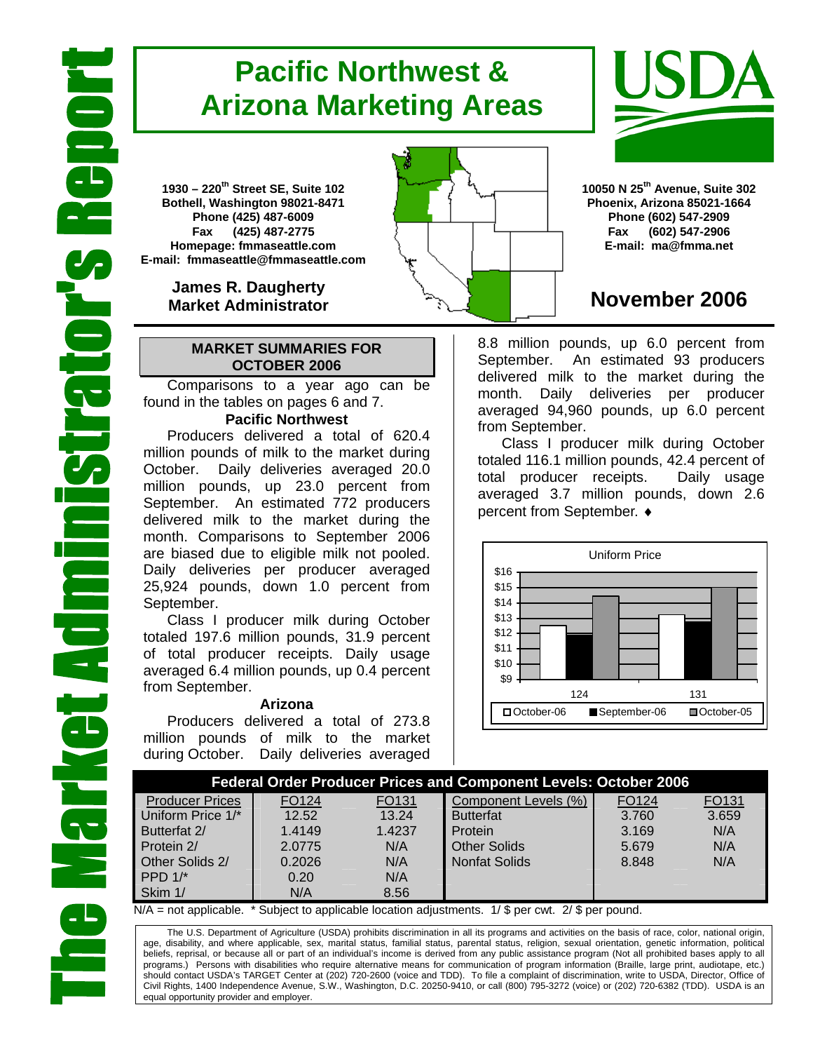# The Market Administrator's Report

# Pacific Northwest & Arizona Marketing Areas

**1930 – 220th Street SE, Suite 102**
**Bothell, Washington 98021-8471**
**Phone (425) 487-6009**
**Fax (425) 487-2775**
**Homepage: fmmaseattle.com**
**E-mail: fmmaseattle@fmmaseattle.com**

**James R. Daugherty**
**Market Administrator**

**10050 N 25th Avenue, Suite 302**
**Phoenix, Arizona 85021-1664**
**Phone (602) 547-2909**
**Fax (602) 547-2906**
**E-mail: ma@fmma.net**

## November 2006

### MARKET SUMMARIES FOR OCTOBER 2006

Comparisons to a year ago can be found in the tables on pages 6 and 7.

**Pacific Northwest**

Producers delivered a total of 620.4 million pounds of milk to the market during October. Daily deliveries averaged 20.0 million pounds, up 23.0 percent from September. An estimated 772 producers delivered milk to the market during the month. Comparisons to September 2006 are biased due to eligible milk not pooled. Daily deliveries per producer averaged 25,924 pounds, down 1.0 percent from September.

Class I producer milk during October totaled 197.6 million pounds, 31.9 percent of total producer receipts. Daily usage averaged 6.4 million pounds, up 0.4 percent from September.

**Arizona**

Producers delivered a total of 273.8 million pounds of milk to the market during October. Daily deliveries averaged 8.8 million pounds, up 6.0 percent from September. An estimated 93 producers delivered milk to the market during the month. Daily deliveries per producer averaged 94,960 pounds, up 6.0 percent from September.

Class I producer milk during October totaled 116.1 million pounds, 42.4 percent of total producer receipts. Daily usage averaged 3.7 million pounds, down 2.6 percent from September. ♦

| Federal Order Producer Prices and Component Levels: October 2006 | | | | | |
|---|---|---|---|---|---|
| Producer Prices | FO124 | FO131 | Component Levels (%) | FO124 | FO131 |
| Uniform Price 1/* | 12.52 | 13.24 | Butterfat | 3.760 | 3.659 |
| Butterfat 2/ | 1.4149 | 1.4237 | Protein | 3.169 | N/A |
| Protein 2/ | 2.0775 | N/A | Other Solids | 5.679 | N/A |
| Other Solids 2/ | 0.2026 | N/A | Nonfat Solids | 8.848 | N/A |
| PPD 1/* | 0.20 | N/A | | | |
| Skim 1/ | N/A | 8.56 | | | |

N/A = not applicable. * Subject to applicable location adjustments. 1/ $ per cwt. 2/ $ per pound.

The U.S. Department of Agriculture (USDA) prohibits discrimination in all its programs and activities on the basis of race, color, national origin, age, disability, and where applicable, sex, marital status, familial status, parental status, religion, sexual orientation, genetic information, political beliefs, reprisal, or because all or part of an individual's income is derived from any public assistance program (Not all prohibited bases apply to all programs.) Persons with disabilities who require alternative means for communication of program information (Braille, large print, audiotape, etc.) should contact USDA's TARGET Center at (202) 720-2600 (voice and TDD). To file a complaint of discrimination, write to USDA, Director, Office of Civil Rights, 1400 Independence Avenue, S.W., Washington, D.C. 20250-9410, or call (800) 795-3272 (voice) or (202) 720-6382 (TDD). USDA is an equal opportunity provider and employer.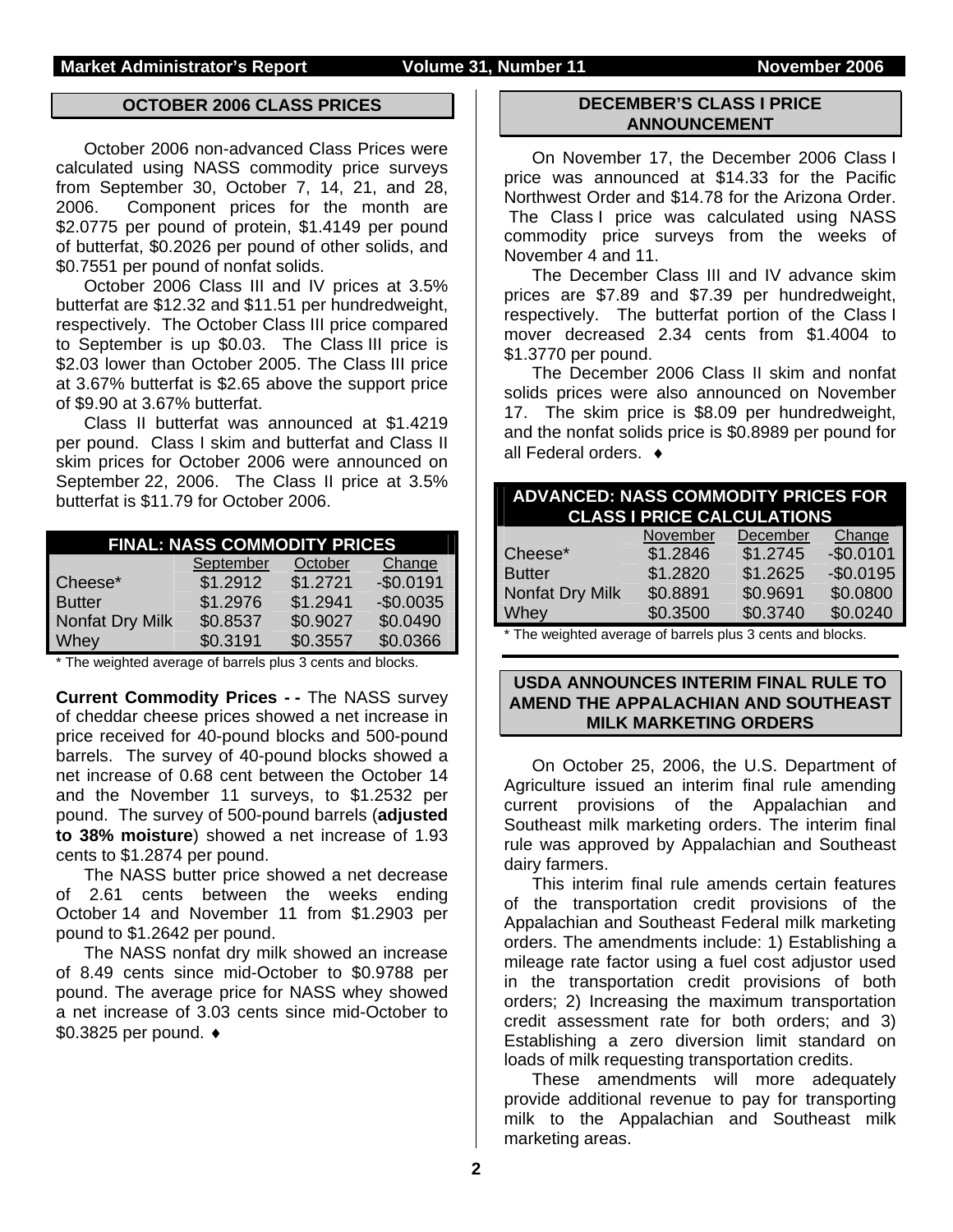## OCTOBER 2006 CLASS PRICES

October 2006 non-advanced Class Prices were calculated using NASS commodity price surveys from September 30, October 7, 14, 21, and 28, 2006. Component prices for the month are $2.0775 per pound of protein, $1.4149 per pound of butterfat, $0.2026 per pound of other solids, and $0.7551 per pound of nonfat solids.

October 2006 Class III and IV prices at 3.5% butterfat are $12.32 and $11.51 per hundredweight, respectively. The October Class III price compared to September is up $0.03. The Class III price is $2.03 lower than October 2005. The Class III price at 3.67% butterfat is $2.65 above the support price of $9.90 at 3.67% butterfat.

Class II butterfat was announced at $1.4219 per pound. Class I skim and butterfat and Class II skim prices for October 2006 were announced on September 22, 2006. The Class II price at 3.5% butterfat is $11.79 for October 2006.

| FINAL: NASS COMMODITY PRICES | | | |
|---|---|---|---|
| | September | October | Change |
| Cheese* | $1.2912 | $1.2721 | -$0.0191 |
| Butter | $1.2976 | $1.2941 | -$0.0035 |
| Nonfat Dry Milk | $0.8537 | $0.9027 | $0.0490 |
| Whey | $0.3191 | $0.3557 | $0.0366 |

\* The weighted average of barrels plus 3 cents and blocks.

**Current Commodity Prices - -** The NASS survey of cheddar cheese prices showed a net increase in price received for 40-pound blocks and 500-pound barrels. The survey of 40-pound blocks showed a net increase of 0.68 cent between the October 14 and the November 11 surveys, to $1.2532 per pound. The survey of 500-pound barrels (**adjusted to 38% moisture**) showed a net increase of 1.93 cents to $1.2874 per pound.

The NASS butter price showed a net decrease of 2.61 cents between the weeks ending October 14 and November 11 from $1.2903 per pound to $1.2642 per pound.

The NASS nonfat dry milk showed an increase of 8.49 cents since mid-October to $0.9788 per pound. The average price for NASS whey showed a net increase of 3.03 cents since mid-October to $0.3825 per pound. ♦

## DECEMBER'S CLASS I PRICE ANNOUNCEMENT

On November 17, the December 2006 Class I price was announced at $14.33 for the Pacific Northwest Order and $14.78 for the Arizona Order. The Class I price was calculated using NASS commodity price surveys from the weeks of November 4 and 11.

The December Class III and IV advance skim prices are $7.89 and $7.39 per hundredweight, respectively. The butterfat portion of the Class I mover decreased 2.34 cents from $1.4004 to $1.3770 per pound.

The December 2006 Class II skim and nonfat solids prices were also announced on November 17. The skim price is $8.09 per hundredweight, and the nonfat solids price is $0.8989 per pound for all Federal orders. ♦

| ADVANCED: NASS COMMODITY PRICES FOR CLASS I PRICE CALCULATIONS | | | |
|---|---|---|---|
| | November | December | Change |
| Cheese* | $1.2846 | $1.2745 | -$0.0101 |
| Butter | $1.2820 | $1.2625 | -$0.0195 |
| Nonfat Dry Milk | $0.8891 | $0.9691 | $0.0800 |
| Whey | $0.3500 | $0.3740 | $0.0240 |

\* The weighted average of barrels plus 3 cents and blocks.

## USDA ANNOUNCES INTERIM FINAL RULE TO AMEND THE APPALACHIAN AND SOUTHEAST MILK MARKETING ORDERS

On October 25, 2006, the U.S. Department of Agriculture issued an interim final rule amending current provisions of the Appalachian and Southeast milk marketing orders. The interim final rule was approved by Appalachian and Southeast dairy farmers.

This interim final rule amends certain features of the transportation credit provisions of the Appalachian and Southeast Federal milk marketing orders. The amendments include: 1) Establishing a mileage rate factor using a fuel cost adjustor used in the transportation credit provisions of both orders; 2) Increasing the maximum transportation credit assessment rate for both orders; and 3) Establishing a zero diversion limit standard on loads of milk requesting transportation credits.

These amendments will more adequately provide additional revenue to pay for transporting milk to the Appalachian and Southeast milk marketing areas.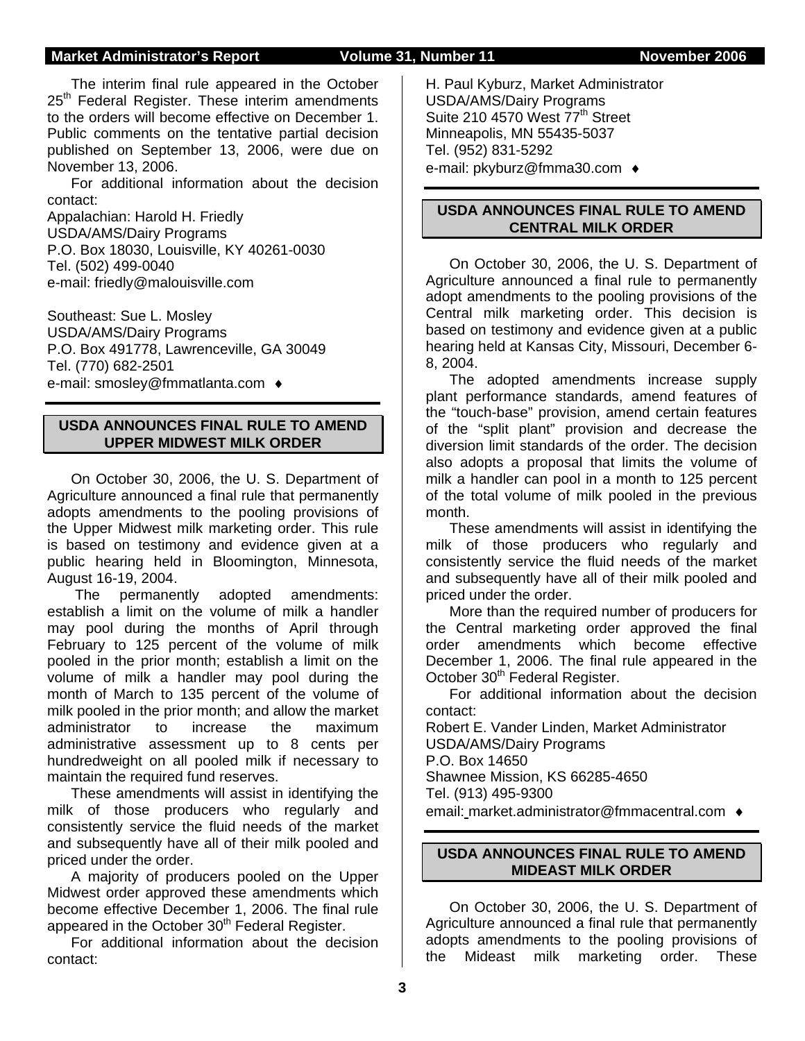The interim final rule appeared in the October 25th Federal Register. These interim amendments to the orders will become effective on December 1. Public comments on the tentative partial decision published on September 13, 2006, were due on November 13, 2006.

For additional information about the decision contact:

Appalachian: Harold H. Friedly
USDA/AMS/Dairy Programs
P.O. Box 18030, Louisville, KY 40261-0030
Tel. (502) 499-0040
e-mail: friedly@malouisville.com

Southeast: Sue L. Mosley
USDA/AMS/Dairy Programs
P.O. Box 491778, Lawrenceville, GA 30049
Tel. (770) 682-2501
e-mail: smosley@fmmatlanta.com ♦

## USDA ANNOUNCES FINAL RULE TO AMEND UPPER MIDWEST MILK ORDER

On October 30, 2006, the U. S. Department of Agriculture announced a final rule that permanently adopts amendments to the pooling provisions of the Upper Midwest milk marketing order. This rule is based on testimony and evidence given at a public hearing held in Bloomington, Minnesota, August 16-19, 2004.

The permanently adopted amendments: establish a limit on the volume of milk a handler may pool during the months of April through February to 125 percent of the volume of milk pooled in the prior month; establish a limit on the volume of milk a handler may pool during the month of March to 135 percent of the volume of milk pooled in the prior month; and allow the market administrator to increase the maximum administrative assessment up to 8 cents per hundredweight on all pooled milk if necessary to maintain the required fund reserves.

These amendments will assist in identifying the milk of those producers who regularly and consistently service the fluid needs of the market and subsequently have all of their milk pooled and priced under the order.

A majority of producers pooled on the Upper Midwest order approved these amendments which become effective December 1, 2006. The final rule appeared in the October 30th Federal Register.

For additional information about the decision contact:

H. Paul Kyburz, Market Administrator
USDA/AMS/Dairy Programs
Suite 210 4570 West 77th Street
Minneapolis, MN 55435-5037
Tel. (952) 831-5292
e-mail: pkyburz@fmma30.com ♦

## USDA ANNOUNCES FINAL RULE TO AMEND CENTRAL MILK ORDER

On October 30, 2006, the U. S. Department of Agriculture announced a final rule to permanently adopt amendments to the pooling provisions of the Central milk marketing order. This decision is based on testimony and evidence given at a public hearing held at Kansas City, Missouri, December 6-8, 2004.

The adopted amendments increase supply plant performance standards, amend features of the "touch-base" provision, amend certain features of the "split plant" provision and decrease the diversion limit standards of the order. The decision also adopts a proposal that limits the volume of milk a handler can pool in a month to 125 percent of the total volume of milk pooled in the previous month.

These amendments will assist in identifying the milk of those producers who regularly and consistently service the fluid needs of the market and subsequently have all of their milk pooled and priced under the order.

More than the required number of producers for the Central marketing order approved the final order amendments which become effective December 1, 2006. The final rule appeared in the October 30th Federal Register.

For additional information about the decision contact:

Robert E. Vander Linden, Market Administrator
USDA/AMS/Dairy Programs
P.O. Box 14650
Shawnee Mission, KS 66285-4650
Tel. (913) 495-9300
email: market.administrator@fmmacentral.com ♦

## USDA ANNOUNCES FINAL RULE TO AMEND MIDEAST MILK ORDER

On October 30, 2006, the U. S. Department of Agriculture announced a final rule that permanently adopts amendments to the pooling provisions of the Mideast milk marketing order. These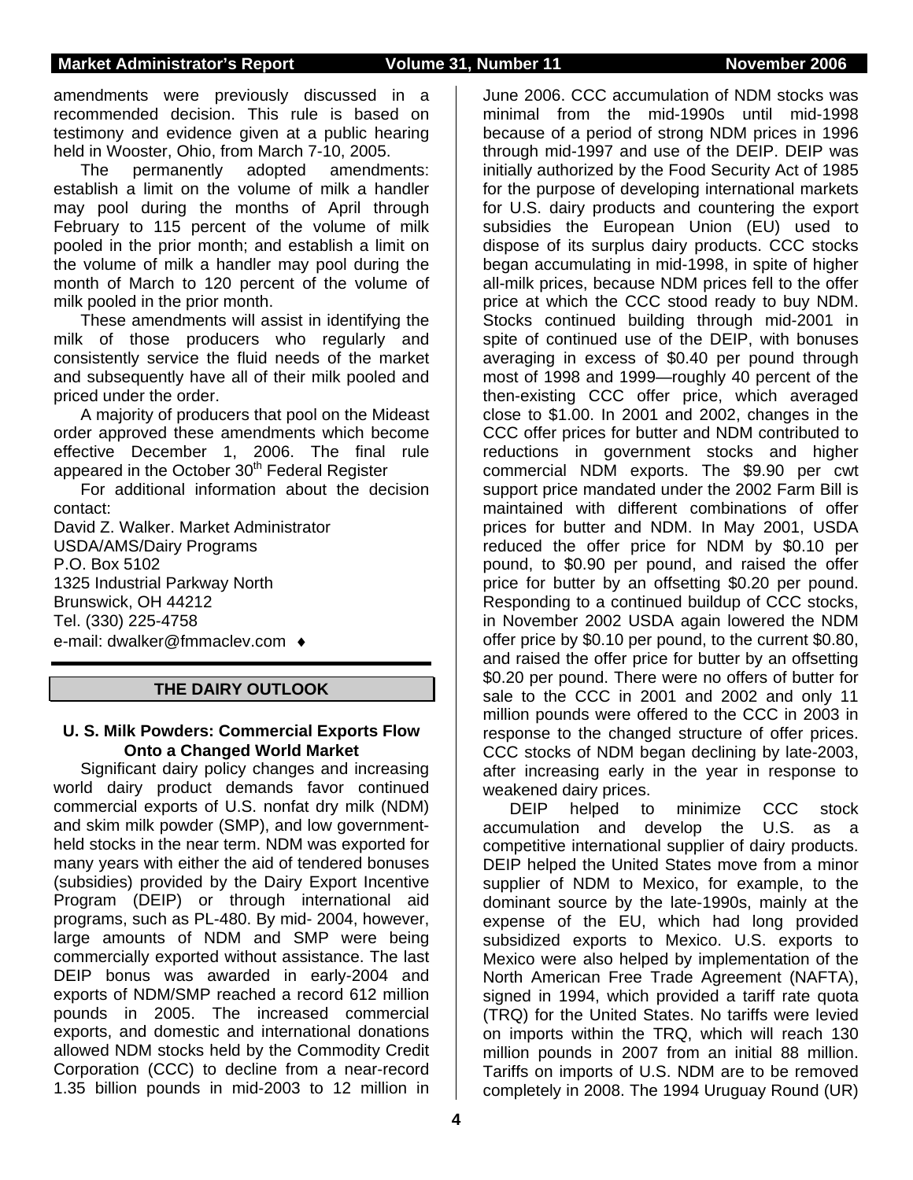amendments were previously discussed in a recommended decision. This rule is based on testimony and evidence given at a public hearing held in Wooster, Ohio, from March 7-10, 2005.

The permanently adopted amendments: establish a limit on the volume of milk a handler may pool during the months of April through February to 115 percent of the volume of milk pooled in the prior month; and establish a limit on the volume of milk a handler may pool during the month of March to 120 percent of the volume of milk pooled in the prior month.

These amendments will assist in identifying the milk of those producers who regularly and consistently service the fluid needs of the market and subsequently have all of their milk pooled and priced under the order.

A majority of producers that pool on the Mideast order approved these amendments which become effective December 1, 2006. The final rule appeared in the October 30th Federal Register

For additional information about the decision contact:
David Z. Walker. Market Administrator
USDA/AMS/Dairy Programs
P.O. Box 5102
1325 Industrial Parkway North
Brunswick, OH 44212
Tel. (330) 225-4758
e-mail: dwalker@fmmaclev.com ♦

## THE DAIRY OUTLOOK

### U. S. Milk Powders: Commercial Exports Flow Onto a Changed World Market

Significant dairy policy changes and increasing world dairy product demands favor continued commercial exports of U.S. nonfat dry milk (NDM) and skim milk powder (SMP), and low government-held stocks in the near term. NDM was exported for many years with either the aid of tendered bonuses (subsidies) provided by the Dairy Export Incentive Program (DEIP) or through international aid programs, such as PL-480. By mid- 2004, however, large amounts of NDM and SMP were being commercially exported without assistance. The last DEIP bonus was awarded in early-2004 and exports of NDM/SMP reached a record 612 million pounds in 2005. The increased commercial exports, and domestic and international donations allowed NDM stocks held by the Commodity Credit Corporation (CCC) to decline from a near-record 1.35 billion pounds in mid-2003 to 12 million in June 2006. CCC accumulation of NDM stocks was minimal from the mid-1990s until mid-1998 because of a period of strong NDM prices in 1996 through mid-1997 and use of the DEIP. DEIP was initially authorized by the Food Security Act of 1985 for the purpose of developing international markets for U.S. dairy products and countering the export subsidies the European Union (EU) used to dispose of its surplus dairy products. CCC stocks began accumulating in mid-1998, in spite of higher all-milk prices, because NDM prices fell to the offer price at which the CCC stood ready to buy NDM. Stocks continued building through mid-2001 in spite of continued use of the DEIP, with bonuses averaging in excess of \$0.40 per pound through most of 1998 and 1999—roughly 40 percent of the then-existing CCC offer price, which averaged close to \$1.00. In 2001 and 2002, changes in the CCC offer prices for butter and NDM contributed to reductions in government stocks and higher commercial NDM exports. The \$9.90 per cwt support price mandated under the 2002 Farm Bill is maintained with different combinations of offer prices for butter and NDM. In May 2001, USDA reduced the offer price for NDM by \$0.10 per pound, to \$0.90 per pound, and raised the offer price for butter by an offsetting \$0.20 per pound. Responding to a continued buildup of CCC stocks, in November 2002 USDA again lowered the NDM offer price by \$0.10 per pound, to the current \$0.80, and raised the offer price for butter by an offsetting \$0.20 per pound. There were no offers of butter for sale to the CCC in 2001 and 2002 and only 11 million pounds were offered to the CCC in 2003 in response to the changed structure of offer prices. CCC stocks of NDM began declining by late-2003, after increasing early in the year in response to weakened dairy prices.

DEIP helped to minimize CCC stock accumulation and develop the U.S. as a competitive international supplier of dairy products. DEIP helped the United States move from a minor supplier of NDM to Mexico, for example, to the dominant source by the late-1990s, mainly at the expense of the EU, which had long provided subsidized exports to Mexico. U.S. exports to Mexico were also helped by implementation of the North American Free Trade Agreement (NAFTA), signed in 1994, which provided a tariff rate quota (TRQ) for the United States. No tariffs were levied on imports within the TRQ, which will reach 130 million pounds in 2007 from an initial 88 million. Tariffs on imports of U.S. NDM are to be removed completely in 2008. The 1994 Uruguay Round (UR)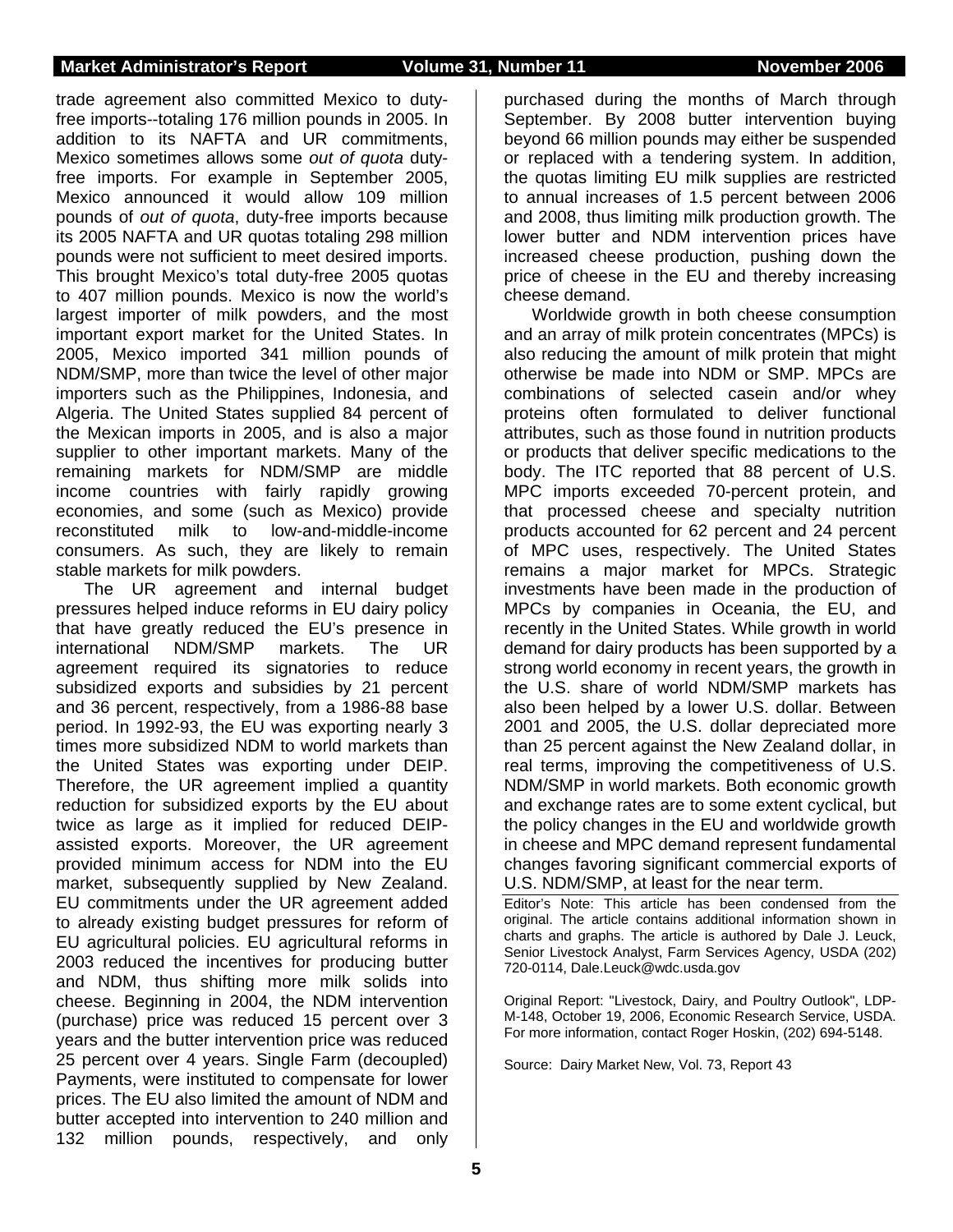trade agreement also committed Mexico to duty-free imports--totaling 176 million pounds in 2005. In addition to its NAFTA and UR commitments, Mexico sometimes allows some *out of quota* duty-free imports. For example in September 2005, Mexico announced it would allow 109 million pounds of *out of quota*, duty-free imports because its 2005 NAFTA and UR quotas totaling 298 million pounds were not sufficient to meet desired imports. This brought Mexico's total duty-free 2005 quotas to 407 million pounds. Mexico is now the world's largest importer of milk powders, and the most important export market for the United States. In 2005, Mexico imported 341 million pounds of NDM/SMP, more than twice the level of other major importers such as the Philippines, Indonesia, and Algeria. The United States supplied 84 percent of the Mexican imports in 2005, and is also a major supplier to other important markets. Many of the remaining markets for NDM/SMP are middle income countries with fairly rapidly growing economies, and some (such as Mexico) provide reconstituted milk to low-and-middle-income consumers. As such, they are likely to remain stable markets for milk powders.

The UR agreement and internal budget pressures helped induce reforms in EU dairy policy that have greatly reduced the EU's presence in international NDM/SMP markets. The UR agreement required its signatories to reduce subsidized exports and subsidies by 21 percent and 36 percent, respectively, from a 1986-88 base period. In 1992-93, the EU was exporting nearly 3 times more subsidized NDM to world markets than the United States was exporting under DEIP. Therefore, the UR agreement implied a quantity reduction for subsidized exports by the EU about twice as large as it implied for reduced DEIP-assisted exports. Moreover, the UR agreement provided minimum access for NDM into the EU market, subsequently supplied by New Zealand. EU commitments under the UR agreement added to already existing budget pressures for reform of EU agricultural policies. EU agricultural reforms in 2003 reduced the incentives for producing butter and NDM, thus shifting more milk solids into cheese. Beginning in 2004, the NDM intervention (purchase) price was reduced 15 percent over 3 years and the butter intervention price was reduced 25 percent over 4 years. Single Farm (decoupled) Payments, were instituted to compensate for lower prices. The EU also limited the amount of NDM and butter accepted into intervention to 240 million and 132 million pounds, respectively, and only purchased during the months of March through September. By 2008 butter intervention buying beyond 66 million pounds may either be suspended or replaced with a tendering system. In addition, the quotas limiting EU milk supplies are restricted to annual increases of 1.5 percent between 2006 and 2008, thus limiting milk production growth. The lower butter and NDM intervention prices have increased cheese production, pushing down the price of cheese in the EU and thereby increasing cheese demand.

Worldwide growth in both cheese consumption and an array of milk protein concentrates (MPCs) is also reducing the amount of milk protein that might otherwise be made into NDM or SMP. MPCs are combinations of selected casein and/or whey proteins often formulated to deliver functional attributes, such as those found in nutrition products or products that deliver specific medications to the body. The ITC reported that 88 percent of U.S. MPC imports exceeded 70-percent protein, and that processed cheese and specialty nutrition products accounted for 62 percent and 24 percent of MPC uses, respectively. The United States remains a major market for MPCs. Strategic investments have been made in the production of MPCs by companies in Oceania, the EU, and recently in the United States. While growth in world demand for dairy products has been supported by a strong world economy in recent years, the growth in the U.S. share of world NDM/SMP markets has also been helped by a lower U.S. dollar. Between 2001 and 2005, the U.S. dollar depreciated more than 25 percent against the New Zealand dollar, in real terms, improving the competitiveness of U.S. NDM/SMP in world markets. Both economic growth and exchange rates are to some extent cyclical, but the policy changes in the EU and worldwide growth in cheese and MPC demand represent fundamental changes favoring significant commercial exports of U.S. NDM/SMP, at least for the near term.

Editor's Note: This article has been condensed from the original. The article contains additional information shown in charts and graphs. The article is authored by Dale J. Leuck, Senior Livestock Analyst, Farm Services Agency, USDA (202) 720-0114, Dale.Leuck@wdc.usda.gov

Original Report: "Livestock, Dairy, and Poultry Outlook", LDP-M-148, October 19, 2006, Economic Research Service, USDA. For more information, contact Roger Hoskin, (202) 694-5148.

Source: Dairy Market New, Vol. 73, Report 43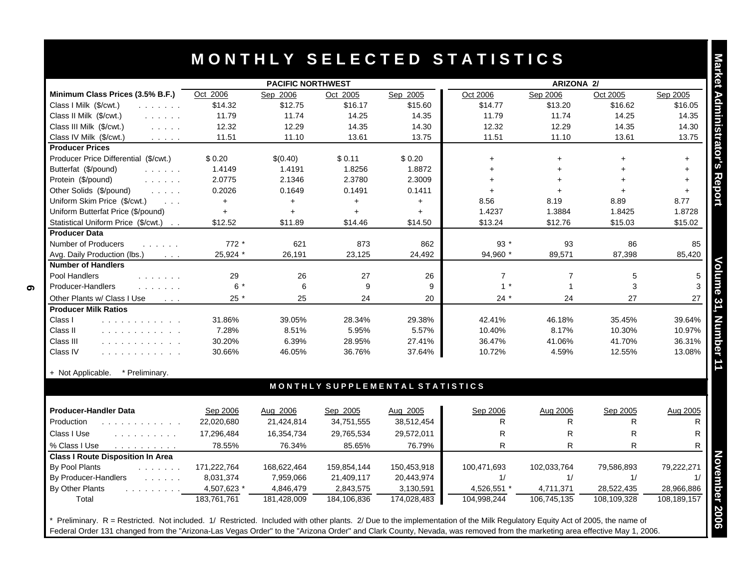# MONTHLY SELECTED STATISTICS

| Minimum Class Prices (3.5% B.F.) | PACIFIC NORTHWEST | | | | ARIZONA 2/ | | | |
|---|---|---|---|---|---|---|---|---|
| | Oct 2006 | Sep 2006 | Oct 2005 | Sep 2005 | Oct 2006 | Sep 2006 | Oct 2005 | Sep 2005 |
| Class I Milk ($/cwt.) | $14.32 | $12.75 | $16.17 | $15.60 | $14.77 | $13.20 | $16.62 | $16.05 |
| Class II Milk ($/cwt.) | 11.79 | 11.74 | 14.25 | 14.35 | 11.79 | 11.74 | 14.25 | 14.35 |
| Class III Milk ($/cwt.) | 12.32 | 12.29 | 14.35 | 14.30 | 12.32 | 12.29 | 14.35 | 14.30 |
| Class IV Milk ($/cwt.) | 11.51 | 11.10 | 13.61 | 13.75 | 11.51 | 11.10 | 13.61 | 13.75 |
| **Producer Prices** | | | | | | | | |
| Producer Price Differential ($/cwt.) | $ 0.20 | $(0.40) | $ 0.11 | $ 0.20 | + | + | + | + |
| Butterfat ($/pound) | 1.4149 | 1.4191 | 1.8256 | 1.8872 | + | + | + | + |
| Protein ($/pound) | 2.0775 | 2.1346 | 2.3780 | 2.3009 | + | + | + | + |
| Other Solids ($/pound) | 0.2026 | 0.1649 | 0.1491 | 0.1411 | + | + | + | + |
| Uniform Skim Price ($/cwt.) | + | + | + | + | 8.56 | 8.19 | 8.89 | 8.77 |
| Uniform Butterfat Price ($/pound) | + | + | + | + | 1.4237 | 1.3884 | 1.8425 | 1.8728 |
| Statistical Uniform Price ($/cwt.) | $12.52 | $11.89 | $14.46 | $14.50 | $13.24 | $12.76 | $15.03 | $15.02 |
| **Producer Data** | | | | | | | | |
| Number of Producers | 772 * | 621 | 873 | 862 | 93 * | 93 | 86 | 85 |
| Avg. Daily Production (lbs.) | 25,924 * | 26,191 | 23,125 | 24,492 | 94,960 * | 89,571 | 87,398 | 85,420 |
| **Number of Handlers** | | | | | | | | |
| Pool Handlers | 29 | 26 | 27 | 26 | 7 | 7 | 5 | 5 |
| Producer-Handlers | 6 * | 6 | 9 | 9 | 1 * | 1 | 3 | 3 |
| Other Plants w/ Class I Use | 25 * | 25 | 24 | 20 | 24 * | 24 | 27 | 27 |
| **Producer Milk Ratios** | | | | | | | | |
| Class I | 31.86% | 39.05% | 28.34% | 29.38% | 42.41% | 46.18% | 35.45% | 39.64% |
| Class II | 7.28% | 8.51% | 5.95% | 5.57% | 10.40% | 8.17% | 10.30% | 10.97% |
| Class III | 30.20% | 6.39% | 28.95% | 27.41% | 36.47% | 41.06% | 41.70% | 36.31% |
| Class IV | 30.66% | 46.05% | 36.76% | 37.64% | 10.72% | 4.59% | 12.55% | 13.08% |

+ Not Applicable. * Preliminary.

## MONTHLY SUPPLEMENTAL STATISTICS

| Producer-Handler Data | Sep 2006 | Aug 2006 | Sep 2005 | Aug 2005 | Sep 2006 | Aug 2006 | Sep 2005 | Aug 2005 |
|---|---|---|---|---|---|---|---|---|
| Production | 22,020,680 | 21,424,814 | 34,751,555 | 38,512,454 | R | R | R | R |
| Class I Use | 17,296,484 | 16,354,734 | 29,765,534 | 29,572,011 | R | R | R | R |
| % Class I Use | 78.55% | 76.34% | 85.65% | 76.79% | R | R | R | R |
| **Class I Route Disposition In Area** | | | | | | | | |
| By Pool Plants | 171,222,764 | 168,622,464 | 159,854,144 | 150,453,918 | 100,471,693 | 102,033,764 | 79,586,893 | 79,222,271 |
| By Producer-Handlers | 8,031,374 | 7,959,066 | 21,409,117 | 20,443,974 | 1/ | 1/ | 1/ | 1/ |
| By Other Plants | 4,507,623 * | 4,846,479 | 2,843,575 | 3,130,591 | 4,526,551 * | 4,711,371 | 28,522,435 | 28,966,886 |
| Total | 183,761,761 | 181,428,009 | 184,106,836 | 174,028,483 | 104,998,244 | 106,745,135 | 108,109,328 | 108,189,157 |

* Preliminary. R = Restricted. Not included. 1/ Restricted. Included with other plants. 2/ Due to the implementation of the Milk Regulatory Equity Act of 2005, the name of Federal Order 131 changed from the "Arizona-Las Vegas Order" to the "Arizona Order" and Clark County, Nevada, was removed from the marketing area effective May 1, 2006.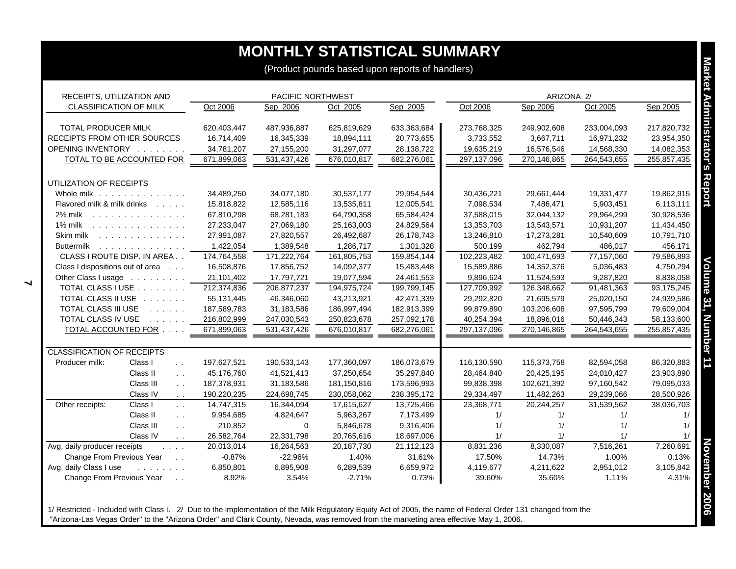# MONTHLY STATISTICAL SUMMARY

(Product pounds based upon reports of handlers)

| RECEIPTS, UTILIZATION AND CLASSIFICATION OF MILK | | PACIFIC NORTHWEST | | | | ARIZONA 2/ | | | |
|---|---|---|---|---|---|---|---|---|---|
| | | Oct 2006 | Sep 2006 | Oct 2005 | Sep 2005 | Oct 2006 | Sep 2006 | Oct 2005 | Sep 2005 |
| TOTAL PRODUCER MILK | | 620,403,447 | 487,936,887 | 625,819,629 | 633,363,684 | 273,768,325 | 249,902,608 | 233,004,093 | 217,820,732 |
| RECEIPTS FROM OTHER SOURCES | | 16,714,409 | 16,345,339 | 18,894,111 | 20,773,655 | 3,733,552 | 3,667,711 | 16,971,232 | 23,954,350 |
| OPENING INVENTORY | | 34,781,207 | 27,155,200 | 31,297,077 | 28,138,722 | 19,635,219 | 16,576,546 | 14,568,330 | 14,082,353 |
| TOTAL TO BE ACCOUNTED FOR | | 671,899,063 | 531,437,426 | 676,010,817 | 682,276,061 | 297,137,096 | 270,146,865 | 264,543,655 | 255,857,435 |
| UTILIZATION OF RECEIPTS | | | | | | | | | |
| Whole milk | | 34,489,250 | 34,077,180 | 30,537,177 | 29,954,544 | 30,436,221 | 29,661,444 | 19,331,477 | 19,862,915 |
| Flavored milk & milk drinks | | 15,818,822 | 12,585,116 | 13,535,811 | 12,005,541 | 7,098,534 | 7,486,471 | 5,903,451 | 6,113,111 |
| 2% milk | | 67,810,298 | 68,281,183 | 64,790,358 | 65,584,424 | 37,588,015 | 32,044,132 | 29,964,299 | 30,928,536 |
| 1% milk | | 27,233,047 | 27,069,180 | 25,163,003 | 24,829,564 | 13,353,703 | 13,543,571 | 10,931,207 | 11,434,450 |
| Skim milk | | 27,991,087 | 27,820,557 | 26,492,687 | 26,178,743 | 13,246,810 | 17,273,281 | 10,540,609 | 10,791,710 |
| Buttermilk | | 1,422,054 | 1,389,548 | 1,286,717 | 1,301,328 | 500,199 | 462,794 | 486,017 | 456,171 |
| CLASS I ROUTE DISP. IN AREA | | 174,764,558 | 171,222,764 | 161,805,753 | 159,854,144 | 102,223,482 | 100,471,693 | 77,157,060 | 79,586,893 |
| Class I dispositions out of area | | 16,508,876 | 17,856,752 | 14,092,377 | 15,483,448 | 15,589,886 | 14,352,376 | 5,036,483 | 4,750,294 |
| Other Class I usage | | 21,101,402 | 17,797,721 | 19,077,594 | 24,461,553 | 9,896,624 | 11,524,593 | 9,287,820 | 8,838,058 |
| TOTAL CLASS I USE | | 212,374,836 | 206,877,237 | 194,975,724 | 199,799,145 | 127,709,992 | 126,348,662 | 91,481,363 | 93,175,245 |
| TOTAL CLASS II USE | | 55,131,445 | 46,346,060 | 43,213,921 | 42,471,339 | 29,292,820 | 21,695,579 | 25,020,150 | 24,939,586 |
| TOTAL CLASS III USE | | 187,589,783 | 31,183,586 | 186,997,494 | 182,913,399 | 99,879,890 | 103,206,608 | 97,595,799 | 79,609,004 |
| TOTAL CLASS IV USE | | 216,802,999 | 247,030,543 | 250,823,678 | 257,092,178 | 40,254,394 | 18,896,016 | 50,446,343 | 58,133,600 |
| TOTAL ACCOUNTED FOR | | 671,899,063 | 531,437,426 | 676,010,817 | 682,276,061 | 297,137,096 | 270,146,865 | 264,543,655 | 255,857,435 |
| CLASSIFICATION OF RECEIPTS | | | | | | | | | |
| Producer milk: | Class I | 197,627,521 | 190,533,143 | 177,360,097 | 186,073,679 | 116,130,590 | 115,373,758 | 82,594,058 | 86,320,883 |
| | Class II | 45,176,760 | 41,521,413 | 37,250,654 | 35,297,840 | 28,464,840 | 20,425,195 | 24,010,427 | 23,903,890 |
| | Class III | 187,378,931 | 31,183,586 | 181,150,816 | 173,596,993 | 99,838,398 | 102,621,392 | 97,160,542 | 79,095,033 |
| | Class IV | 190,220,235 | 224,698,745 | 230,058,062 | 238,395,172 | 29,334,497 | 11,482,263 | 29,239,066 | 28,500,926 |
| Other receipts: | Class I | 14,747,315 | 16,344,094 | 17,615,627 | 13,725,466 | 23,368,771 | 20,244,257 | 31,539,562 | 38,036,703 |
| | Class II | 9,954,685 | 4,824,647 | 5,963,267 | 7,173,499 | 1/ | 1/ | 1/ | 1/ |
| | Class III | 210,852 | 0 | 5,846,678 | 9,316,406 | 1/ | 1/ | 1/ | 1/ |
| | Class IV | 26,582,764 | 22,331,798 | 20,765,616 | 18,697,006 | 1/ | 1/ | 1/ | 1/ |
| Avg. daily producer receipts | | 20,013,014 | 16,264,563 | 20,187,730 | 21,112,123 | 8,831,236 | 8,330,087 | 7,516,261 | 7,260,691 |
| Change From Previous Year | | -0.87% | -22.96% | 1.40% | 31.61% | 17.50% | 14.73% | 1.00% | 0.13% |
| Avg. daily Class I use | | 6,850,801 | 6,895,908 | 6,289,539 | 6,659,972 | 4,119,677 | 4,211,622 | 2,951,012 | 3,105,842 |
| Change From Previous Year | | 8.92% | 3.54% | -2.71% | 0.73% | 39.60% | 35.60% | 1.11% | 4.31% |

1/ Restricted - Included with Class I. 2/ Due to the implementation of the Milk Regulatory Equity Act of 2005, the name of Federal Order 131 changed from the "Arizona-Las Vegas Order" to the "Arizona Order" and Clark County, Nevada, was removed from the marketing area effective May 1, 2006.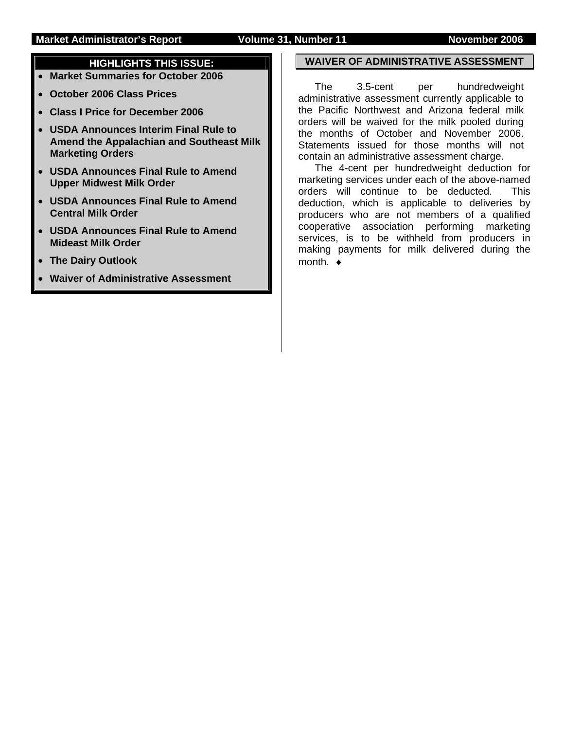## HIGHLIGHTS THIS ISSUE:

- **Market Summaries for October 2006**
- **October 2006 Class Prices**
- **Class I Price for December 2006**
- **USDA Announces Interim Final Rule to Amend the Appalachian and Southeast Milk Marketing Orders**
- **USDA Announces Final Rule to Amend Upper Midwest Milk Order**
- **USDA Announces Final Rule to Amend Central Milk Order**
- **USDA Announces Final Rule to Amend Mideast Milk Order**
- **The Dairy Outlook**
- **Waiver of Administrative Assessment**

## WAIVER OF ADMINISTRATIVE ASSESSMENT

The 3.5-cent per hundredweight administrative assessment currently applicable to the Pacific Northwest and Arizona federal milk orders will be waived for the milk pooled during the months of October and November 2006. Statements issued for those months will not contain an administrative assessment charge.

The 4-cent per hundredweight deduction for marketing services under each of the above-named orders will continue to be deducted. This deduction, which is applicable to deliveries by producers who are not members of a qualified cooperative association performing marketing services, is to be withheld from producers in making payments for milk delivered during the month. ♦